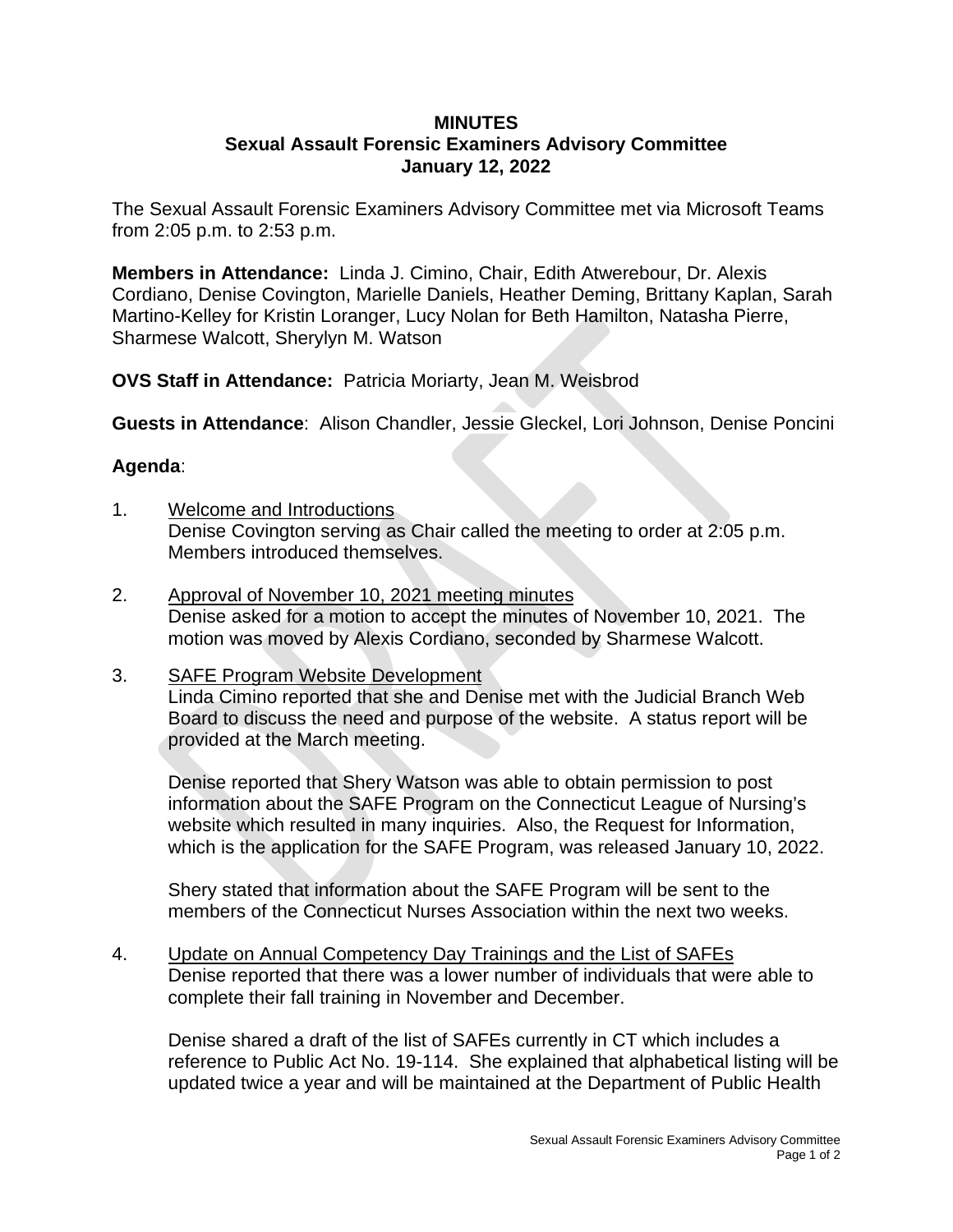**MINUTES**
**Sexual Assault Forensic Examiners Advisory Committee**
**January 12, 2022**

The Sexual Assault Forensic Examiners Advisory Committee met via Microsoft Teams from 2:05 p.m. to 2:53 p.m.

**Members in Attendance:** Linda J. Cimino, Chair, Edith Atwerebour, Dr. Alexis Cordiano, Denise Covington, Marielle Daniels, Heather Deming, Brittany Kaplan, Sarah Martino-Kelley for Kristin Loranger, Lucy Nolan for Beth Hamilton, Natasha Pierre, Sharmese Walcott, Sherylyn M. Watson

**OVS Staff in Attendance:** Patricia Moriarty, Jean M. Weisbrod

**Guests in Attendance**: Alison Chandler, Jessie Gleckel, Lori Johnson, Denise Poncini

**Agenda**:

1. Welcome and Introductions
   Denise Covington serving as Chair called the meeting to order at 2:05 p.m. Members introduced themselves.

2. Approval of November 10, 2021 meeting minutes
   Denise asked for a motion to accept the minutes of November 10, 2021. The motion was moved by Alexis Cordiano, seconded by Sharmese Walcott.

3. SAFE Program Website Development
   Linda Cimino reported that she and Denise met with the Judicial Branch Web Board to discuss the need and purpose of the website. A status report will be provided at the March meeting.

   Denise reported that Shery Watson was able to obtain permission to post information about the SAFE Program on the Connecticut League of Nursing's website which resulted in many inquiries. Also, the Request for Information, which is the application for the SAFE Program, was released January 10, 2022.

   Shery stated that information about the SAFE Program will be sent to the members of the Connecticut Nurses Association within the next two weeks.

4. Update on Annual Competency Day Trainings and the List of SAFEs
   Denise reported that there was a lower number of individuals that were able to complete their fall training in November and December.

   Denise shared a draft of the list of SAFEs currently in CT which includes a reference to Public Act No. 19-114. She explained that alphabetical listing will be updated twice a year and will be maintained at the Department of Public Health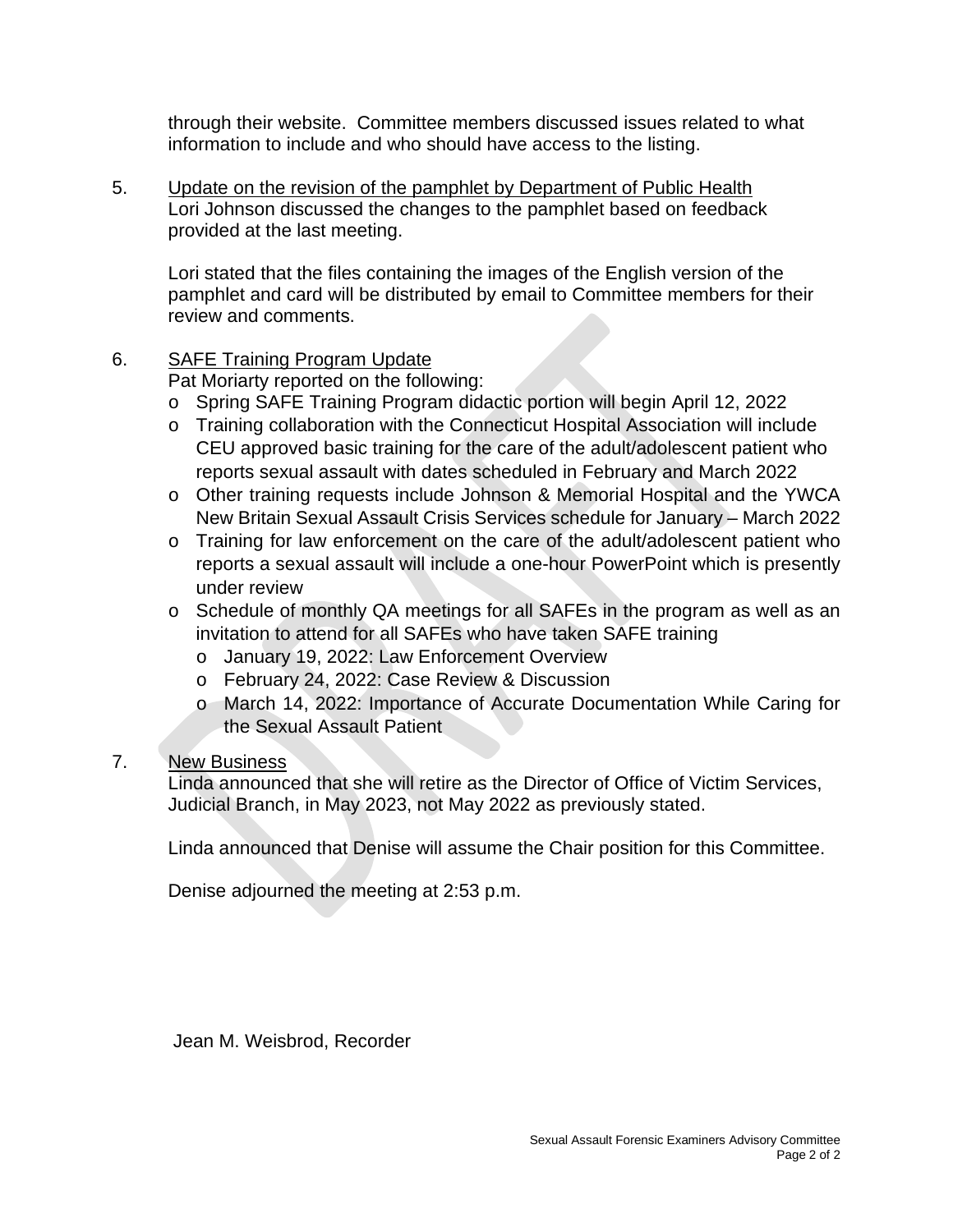through their website. Committee members discussed issues related to what information to include and who should have access to the listing.

5. Update on the revision of the pamphlet by Department of Public Health
   Lori Johnson discussed the changes to the pamphlet based on feedback provided at the last meeting.

   Lori stated that the files containing the images of the English version of the pamphlet and card will be distributed by email to Committee members for their review and comments.

6. SAFE Training Program Update
   Pat Moriarty reported on the following:
   - Spring SAFE Training Program didactic portion will begin April 12, 2022
   - Training collaboration with the Connecticut Hospital Association will include CEU approved basic training for the care of the adult/adolescent patient who reports sexual assault with dates scheduled in February and March 2022
   - Other training requests include Johnson & Memorial Hospital and the YWCA New Britain Sexual Assault Crisis Services schedule for January – March 2022
   - Training for law enforcement on the care of the adult/adolescent patient who reports a sexual assault will include a one-hour PowerPoint which is presently under review
   - Schedule of monthly QA meetings for all SAFEs in the program as well as an invitation to attend for all SAFEs who have taken SAFE training
     - January 19, 2022: Law Enforcement Overview
     - February 24, 2022: Case Review & Discussion
     - March 14, 2022: Importance of Accurate Documentation While Caring for the Sexual Assault Patient

7. New Business
   Linda announced that she will retire as the Director of Office of Victim Services, Judicial Branch, in May 2023, not May 2022 as previously stated.

   Linda announced that Denise will assume the Chair position for this Committee.

   Denise adjourned the meeting at 2:53 p.m.

Jean M. Weisbrod, Recorder